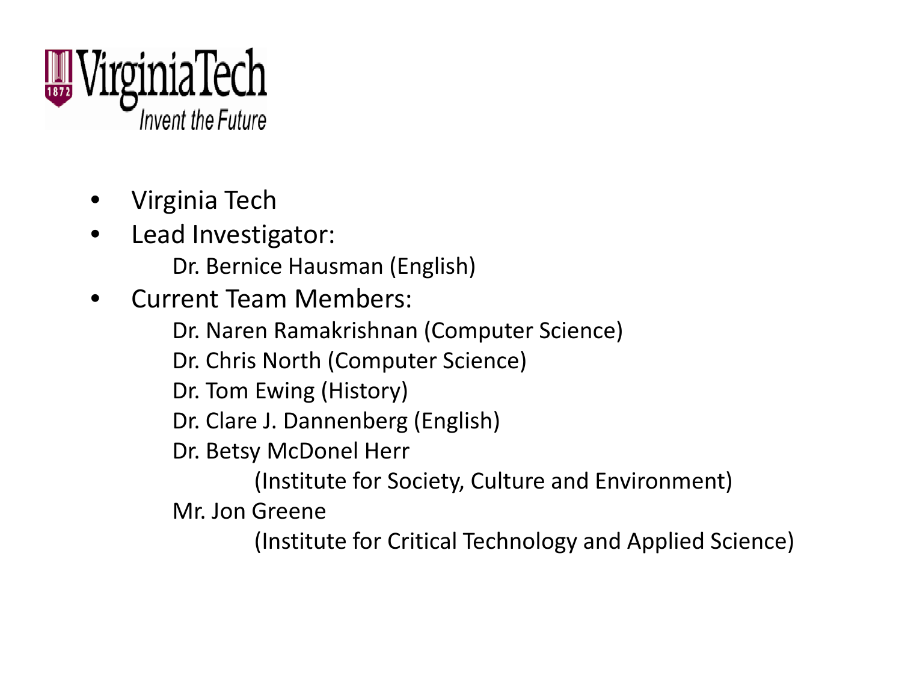VirginiaTech
*Invent the Future*

- Virginia Tech
- Lead Investigator:
  - Dr. Bernice Hausman (English)
- Current Team Members:
  - Dr. Naren Ramakrishnan (Computer Science)
  - Dr. Chris North (Computer Science)
  - Dr. Tom Ewing (History)
  - Dr. Clare J. Dannenberg (English)
  - Dr. Betsy McDonel Herr (Institute for Society, Culture and Environment)
  - Mr. Jon Greene (Institute for Critical Technology and Applied Science)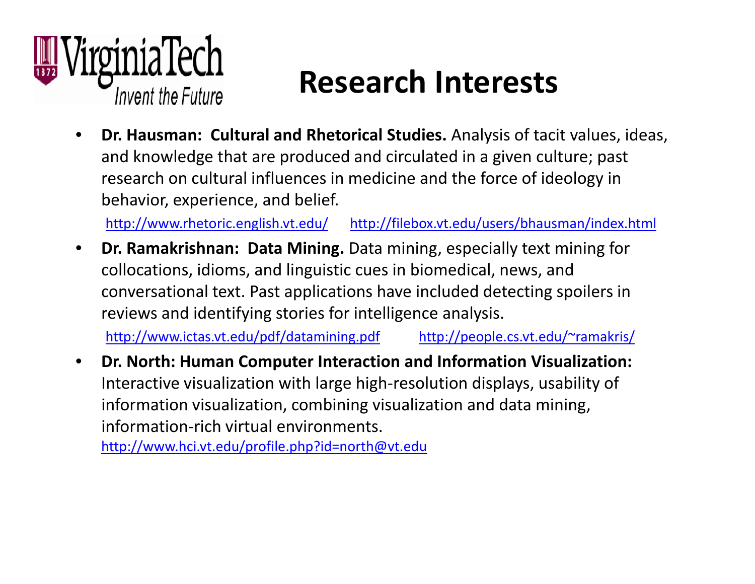# Research Interests

- **Dr. Hausman: Cultural and Rhetorical Studies.** Analysis of tacit values, ideas, and knowledge that are produced and circulated in a given culture; past research on cultural influences in medicine and the force of ideology in behavior, experience, and belief.

  http://www.rhetoric.english.vt.edu/ http://filebox.vt.edu/users/bhausman/index.html

- **Dr. Ramakrishnan: Data Mining.** Data mining, especially text mining for collocations, idioms, and linguistic cues in biomedical, news, and conversational text. Past applications have included detecting spoilers in reviews and identifying stories for intelligence analysis.

  http://www.ictas.vt.edu/pdf/datamining.pdf http://people.cs.vt.edu/~ramakris/

- **Dr. North: Human Computer Interaction and Information Visualization:** Interactive visualization with large high-resolution displays, usability of information visualization, combining visualization and data mining, information-rich virtual environments.

  http://www.hci.vt.edu/profile.php?id=north@vt.edu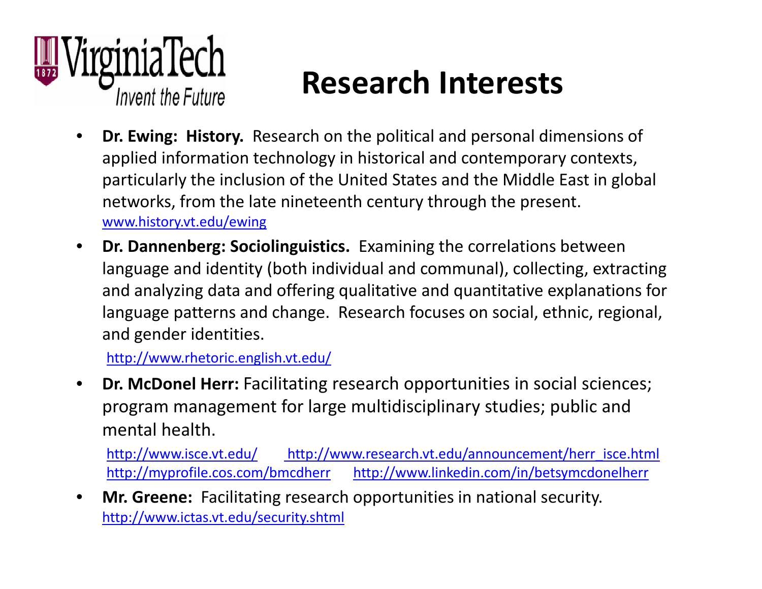# Research Interests

- **Dr. Ewing: History.** Research on the political and personal dimensions of applied information technology in historical and contemporary contexts, particularly the inclusion of the United States and the Middle East in global networks, from the late nineteenth century through the present.
  www.history.vt.edu/ewing
- **Dr. Dannenberg: Sociolinguistics.** Examining the correlations between language and identity (both individual and communal), collecting, extracting and analyzing data and offering qualitative and quantitative explanations for language patterns and change. Research focuses on social, ethnic, regional, and gender identities.

  http://www.rhetoric.english.vt.edu/
- **Dr. McDonel Herr:** Facilitating research opportunities in social sciences; program management for large multidisciplinary studies; public and mental health.

  http://www.isce.vt.edu/ http://www.research.vt.edu/announcement/herr_isce.html
  http://myprofile.cos.com/bmcdherr http://www.linkedin.com/in/betsymcdonelherr
- **Mr. Greene:** Facilitating research opportunities in national security.
  http://www.ictas.vt.edu/security.shtml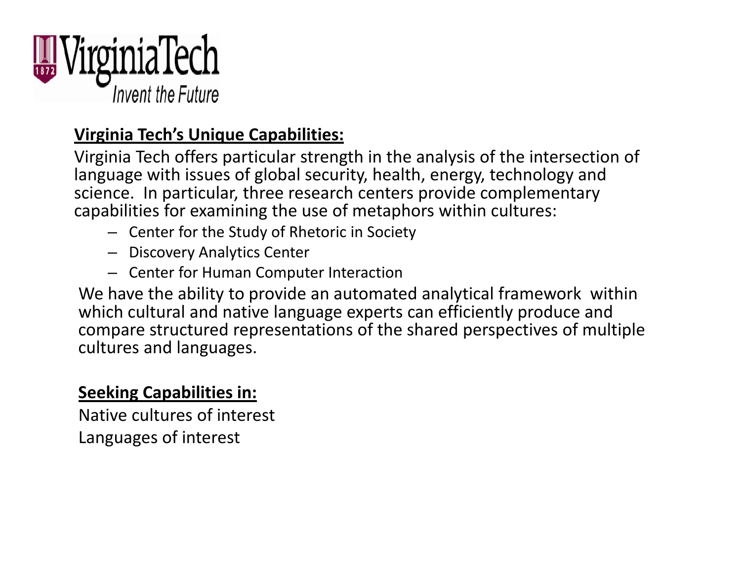VirginiaTech
*Invent the Future*

## Virginia Tech's Unique Capabilities:

Virginia Tech offers particular strength in the analysis of the intersection of language with issues of global security, health, energy, technology and science. In particular, three research centers provide complementary capabilities for examining the use of metaphors within cultures:

- Center for the Study of Rhetoric in Society
- Discovery Analytics Center
- Center for Human Computer Interaction

We have the ability to provide an automated analytical framework within which cultural and native language experts can efficiently produce and compare structured representations of the shared perspectives of multiple cultures and languages.

## Seeking Capabilities in:

Native cultures of interest

Languages of interest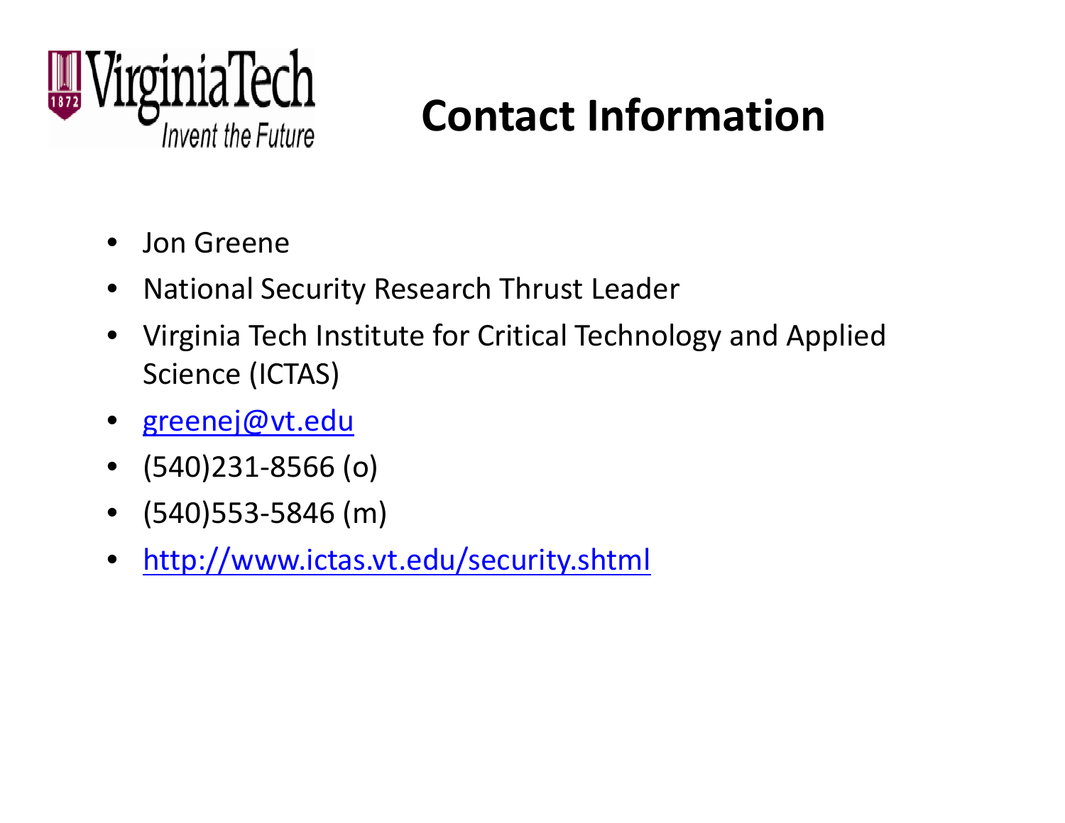# Contact Information

- Jon Greene
- National Security Research Thrust Leader
- Virginia Tech Institute for Critical Technology and Applied Science (ICTAS)
- greenej@vt.edu
- (540)231-8566 (o)
- (540)553-5846 (m)
- http://www.ictas.vt.edu/security.shtml